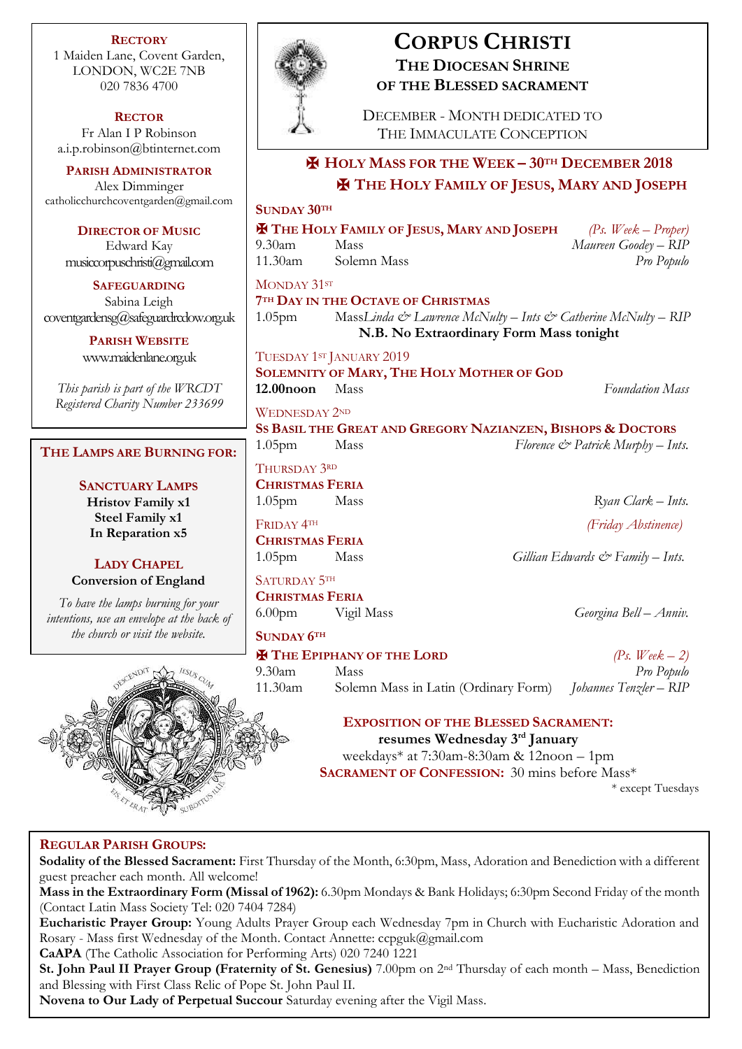# CORPUS CHRISTI
## THE DIOCESAN SHRINE OF THE BLESSED SACRAMENT

DECEMBER - MONTH DEDICATED TO THE IMMACULATE CONCEPTION

**RECTORY**
1 Maiden Lane, Covent Garden,
LONDON, WC2E 7NB
020 7836 4700

**RECTOR**
Fr Alan I P Robinson
a.i.p.robinson@btinternet.com

**PARISH ADMINISTRATOR**
Alex Dimminger
catholicchurchcoventgarden@gmail.com

**DIRECTOR OF MUSIC**
Edward Kay
musiccorpuschristi@gmail.com

**SAFEGUARDING**
Sabina Leigh
coventgardensg@safeguardrcdow.org.uk

**PARISH WEBSITE**
www.maidenlane.org.uk

*This parish is part of the WRCDT Registered Charity Number 233699*

## ✠ HOLY MASS FOR THE WEEK – 30TH DECEMBER 2018
## ✠ THE HOLY FAMILY OF JESUS, MARY AND JOSEPH

**SUNDAY 30TH**

**✠ THE HOLY FAMILY OF JESUS, MARY AND JOSEPH** *(Ps. Week – Proper)*

| | | |
|---|---|---|
| 9.30am | Mass | *Maureen Goodey – RIP* |
| 11.30am | Solemn Mass | *Pro Populo* |

MONDAY 31ST

**7TH DAY IN THE OCTAVE OF CHRISTMAS**

| | | |
|---|---|---|
| 1.05pm | Mass | *Linda & Lawrence McNulty – Ints & Catherine McNulty – RIP* |

**N.B. No Extraordinary Form Mass tonight**

TUESDAY 1ST JANUARY 2019

**SOLEMNITY OF MARY, THE HOLY MOTHER OF GOD**

| | | |
|---|---|---|
| **12.00noon** | Mass | *Foundation Mass* |

WEDNESDAY 2ND

**SS BASIL THE GREAT AND GREGORY NAZIANZEN, BISHOPS & DOCTORS**

| | | |
|---|---|---|
| 1.05pm | Mass | *Florence & Patrick Murphy – Ints.* |

THURSDAY 3RD

**CHRISTMAS FERIA**

| | | |
|---|---|---|
| 1.05pm | Mass | *Ryan Clark – Ints.* |

FRIDAY 4TH *(Friday Abstinence)*

**CHRISTMAS FERIA**

| | | |
|---|---|---|
| 1.05pm | Mass | *Gillian Edwards & Family – Ints.* |

SATURDAY 5TH

**CHRISTMAS FERIA**

| | | |
|---|---|---|
| 6.00pm | Vigil Mass | *Georgina Bell – Anniv.* |

**SUNDAY 6TH**

**✠ THE EPIPHANY OF THE LORD** *(Ps. Week – 2)*

| | | |
|---|---|---|
| 9.30am | Mass | *Pro Populo* |
| 11.30am | Solemn Mass in Latin (Ordinary Form) | *Johannes Tenzler – RIP* |

**THE LAMPS ARE BURNING FOR:**

**SANCTUARY LAMPS**
**Hristov Family x1**
**Steel Family x1**
**In Reparation x5**

**LADY CHAPEL**
**Conversion of England**

*To have the lamps burning for your intentions, use an envelope at the back of the church or visit the website.*

**EXPOSITION OF THE BLESSED SACRAMENT:**
**resumes Wednesday 3rd January**
weekdays* at 7:30am-8:30am & 12noon – 1pm
**SACRAMENT OF CONFESSION:** 30 mins before Mass*

\* except Tuesdays

**REGULAR PARISH GROUPS:**

**Sodality of the Blessed Sacrament:** First Thursday of the Month, 6:30pm, Mass, Adoration and Benediction with a different guest preacher each month. All welcome!

**Mass in the Extraordinary Form (Missal of 1962):** 6.30pm Mondays & Bank Holidays; 6:30pm Second Friday of the month (Contact Latin Mass Society Tel: 020 7404 7284)

**Eucharistic Prayer Group:** Young Adults Prayer Group each Wednesday 7pm in Church with Eucharistic Adoration and Rosary - Mass first Wednesday of the Month. Contact Annette: ccpguk@gmail.com

**CaAPA** (The Catholic Association for Performing Arts) 020 7240 1221

**St. John Paul II Prayer Group (Fraternity of St. Genesius)** 7.00pm on 2nd Thursday of each month – Mass, Benediction and Blessing with First Class Relic of Pope St. John Paul II.

**Novena to Our Lady of Perpetual Succour** Saturday evening after the Vigil Mass.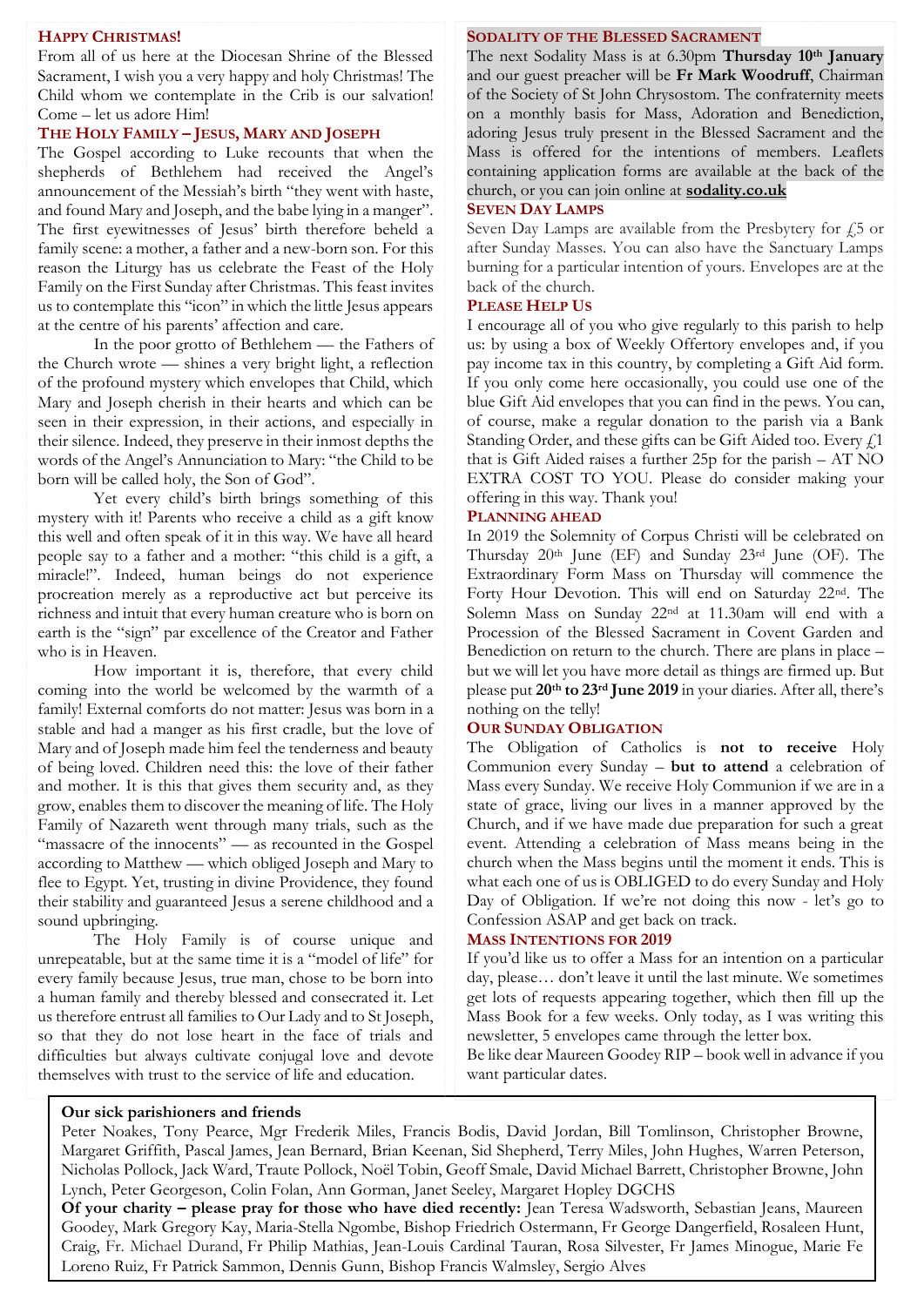## Happy Christmas!

From all of us here at the Diocesan Shrine of the Blessed Sacrament, I wish you a very happy and holy Christmas! The Child whom we contemplate in the Crib is our salvation! Come – let us adore Him!

## The Holy Family – Jesus, Mary and Joseph

The Gospel according to Luke recounts that when the shepherds of Bethlehem had received the Angel's announcement of the Messiah's birth "they went with haste, and found Mary and Joseph, and the babe lying in a manger". The first eyewitnesses of Jesus' birth therefore beheld a family scene: a mother, a father and a new-born son. For this reason the Liturgy has us celebrate the Feast of the Holy Family on the First Sunday after Christmas. This feast invites us to contemplate this "icon" in which the little Jesus appears at the centre of his parents' affection and care.

In the poor grotto of Bethlehem — the Fathers of the Church wrote — shines a very bright light, a reflection of the profound mystery which envelopes that Child, which Mary and Joseph cherish in their hearts and which can be seen in their expression, in their actions, and especially in their silence. Indeed, they preserve in their inmost depths the words of the Angel's Annunciation to Mary: "the Child to be born will be called holy, the Son of God".

Yet every child's birth brings something of this mystery with it! Parents who receive a child as a gift know this well and often speak of it in this way. We have all heard people say to a father and a mother: "this child is a gift, a miracle!". Indeed, human beings do not experience procreation merely as a reproductive act but perceive its richness and intuit that every human creature who is born on earth is the "sign" par excellence of the Creator and Father who is in Heaven.

How important it is, therefore, that every child coming into the world be welcomed by the warmth of a family! External comforts do not matter: Jesus was born in a stable and had a manger as his first cradle, but the love of Mary and of Joseph made him feel the tenderness and beauty of being loved. Children need this: the love of their father and mother. It is this that gives them security and, as they grow, enables them to discover the meaning of life. The Holy Family of Nazareth went through many trials, such as the "massacre of the innocents" — as recounted in the Gospel according to Matthew — which obliged Joseph and Mary to flee to Egypt. Yet, trusting in divine Providence, they found their stability and guaranteed Jesus a serene childhood and a sound upbringing.

The Holy Family is of course unique and unrepeatable, but at the same time it is a "model of life" for every family because Jesus, true man, chose to be born into a human family and thereby blessed and consecrated it. Let us therefore entrust all families to Our Lady and to St Joseph, so that they do not lose heart in the face of trials and difficulties but always cultivate conjugal love and devote themselves with trust to the service of life and education.

## Sodality of the Blessed Sacrament

The next Sodality Mass is at 6.30pm **Thursday 10th January** and our guest preacher will be **Fr Mark Woodruff**, Chairman of the Society of St John Chrysostom. The confraternity meets on a monthly basis for Mass, Adoration and Benediction, adoring Jesus truly present in the Blessed Sacrament and the Mass is offered for the intentions of members. Leaflets containing application forms are available at the back of the church, or you can join online at **sodality.co.uk**

## Seven Day Lamps

Seven Day Lamps are available from the Presbytery for £5 or after Sunday Masses. You can also have the Sanctuary Lamps burning for a particular intention of yours. Envelopes are at the back of the church.

## Please Help Us

I encourage all of you who give regularly to this parish to help us: by using a box of Weekly Offertory envelopes and, if you pay income tax in this country, by completing a Gift Aid form. If you only come here occasionally, you could use one of the blue Gift Aid envelopes that you can find in the pews. You can, of course, make a regular donation to the parish via a Bank Standing Order, and these gifts can be Gift Aided too. Every £1 that is Gift Aided raises a further 25p for the parish – AT NO EXTRA COST TO YOU. Please do consider making your offering in this way. Thank you!

## Planning ahead

In 2019 the Solemnity of Corpus Christi will be celebrated on Thursday 20th June (EF) and Sunday 23rd June (OF). The Extraordinary Form Mass on Thursday will commence the Forty Hour Devotion. This will end on Saturday 22nd. The Solemn Mass on Sunday 22nd at 11.30am will end with a Procession of the Blessed Sacrament in Covent Garden and Benediction on return to the church. There are plans in place – but we will let you have more detail as things are firmed up. But please put **20th to 23rd June 2019** in your diaries. After all, there's nothing on the telly!

## Our Sunday Obligation

The Obligation of Catholics is **not to receive** Holy Communion every Sunday – **but to attend** a celebration of Mass every Sunday. We receive Holy Communion if we are in a state of grace, living our lives in a manner approved by the Church, and if we have made due preparation for such a great event. Attending a celebration of Mass means being in the church when the Mass begins until the moment it ends. This is what each one of us is OBLIGED to do every Sunday and Holy Day of Obligation. If we're not doing this now - let's go to Confession ASAP and get back on track.

## Mass Intentions for 2019

If you'd like us to offer a Mass for an intention on a particular day, please… don't leave it until the last minute. We sometimes get lots of requests appearing together, which then fill up the Mass Book for a few weeks. Only today, as I was writing this newsletter, 5 envelopes came through the letter box.

Be like dear Maureen Goodey RIP – book well in advance if you want particular dates.

**Our sick parishioners and friends**

Peter Noakes, Tony Pearce, Mgr Frederik Miles, Francis Bodis, David Jordan, Bill Tomlinson, Christopher Browne, Margaret Griffith, Pascal James, Jean Bernard, Brian Keenan, Sid Shepherd, Terry Miles, John Hughes, Warren Peterson, Nicholas Pollock, Jack Ward, Traute Pollock, Noël Tobin, Geoff Smale, David Michael Barrett, Christopher Browne, John Lynch, Peter Georgeson, Colin Folan, Ann Gorman, Janet Seeley, Margaret Hopley DGCHS

**Of your charity – please pray for those who have died recently:** Jean Teresa Wadsworth, Sebastian Jeans, Maureen Goodey, Mark Gregory Kay, Maria-Stella Ngombe, Bishop Friedrich Ostermann, Fr George Dangerfield, Rosaleen Hunt, Craig, Fr. Michael Durand, Fr Philip Mathias, Jean-Louis Cardinal Tauran, Rosa Silvester, Fr James Minogue, Marie Fe Loreno Ruiz, Fr Patrick Sammon, Dennis Gunn, Bishop Francis Walmsley, Sergio Alves